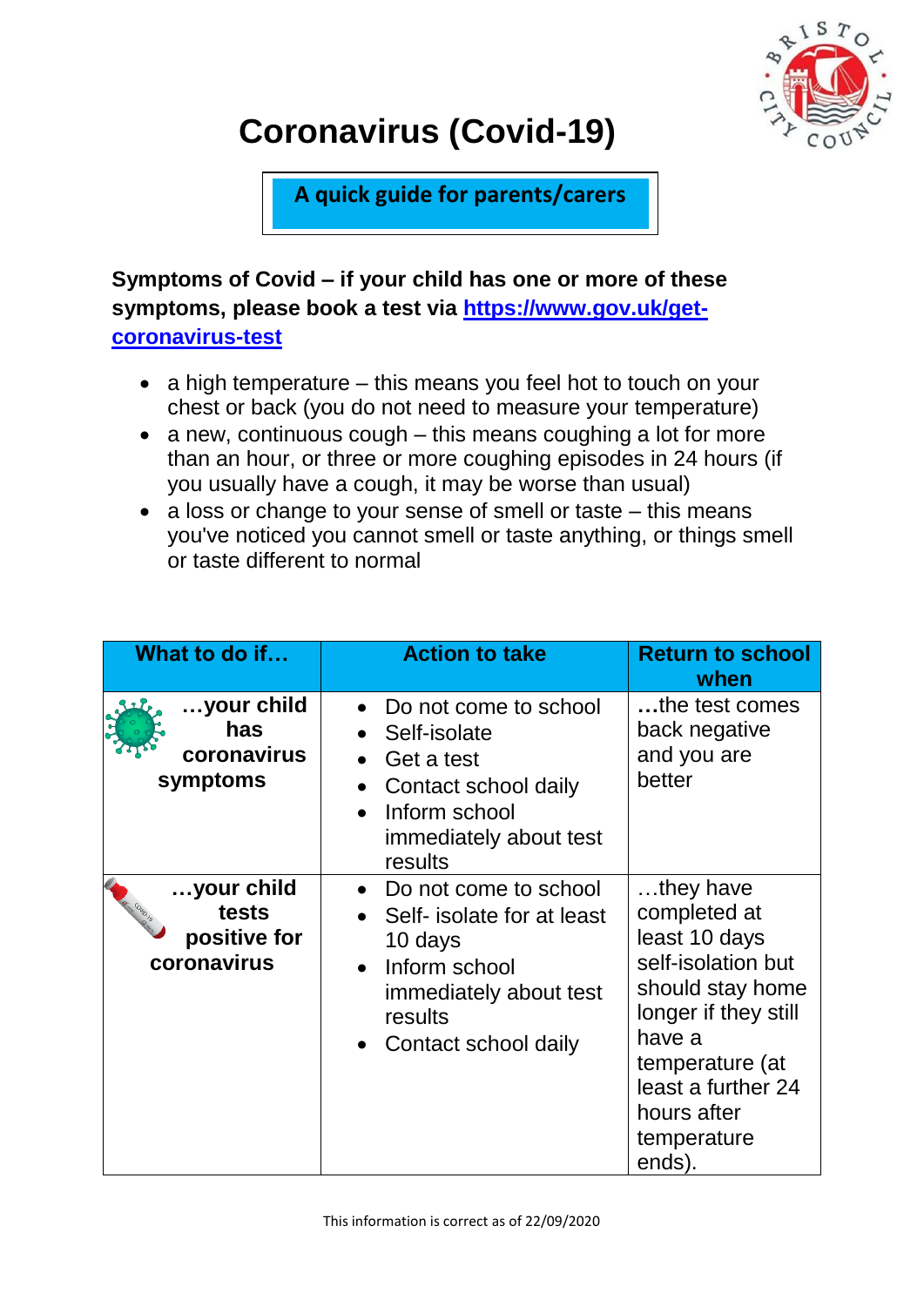# Coronavirus (Covid-19)

**A quick guide for parents/carers**

**Symptoms of Covid – if your child has one or more of these symptoms, please book a test via [https://www.gov.uk/get-coronavirus-test](https://www.gov.uk/get-coronavirus-test)**

- a high temperature – this means you feel hot to touch on your chest or back (you do not need to measure your temperature)
- a new, continuous cough – this means coughing a lot for more than an hour, or three or more coughing episodes in 24 hours (if you usually have a cough, it may be worse than usual)
- a loss or change to your sense of smell or taste – this means you've noticed you cannot smell or taste anything, or things smell or taste different to normal

| What to do if… | Action to take | Return to school when |
|---|---|---|
| **…your child has coronavirus symptoms** | • Do not come to school<br>• Self-isolate<br>• Get a test<br>• Contact school daily<br>• Inform school immediately about test results | **…**the test comes back negative and you are better |
| **…your child tests positive for coronavirus** | • Do not come to school<br>• Self- isolate for at least 10 days<br>• Inform school immediately about test results<br>• Contact school daily | …they have completed at least 10 days self-isolation but should stay home longer if they still have a temperature (at least a further 24 hours after temperature ends). |

This information is correct as of 22/09/2020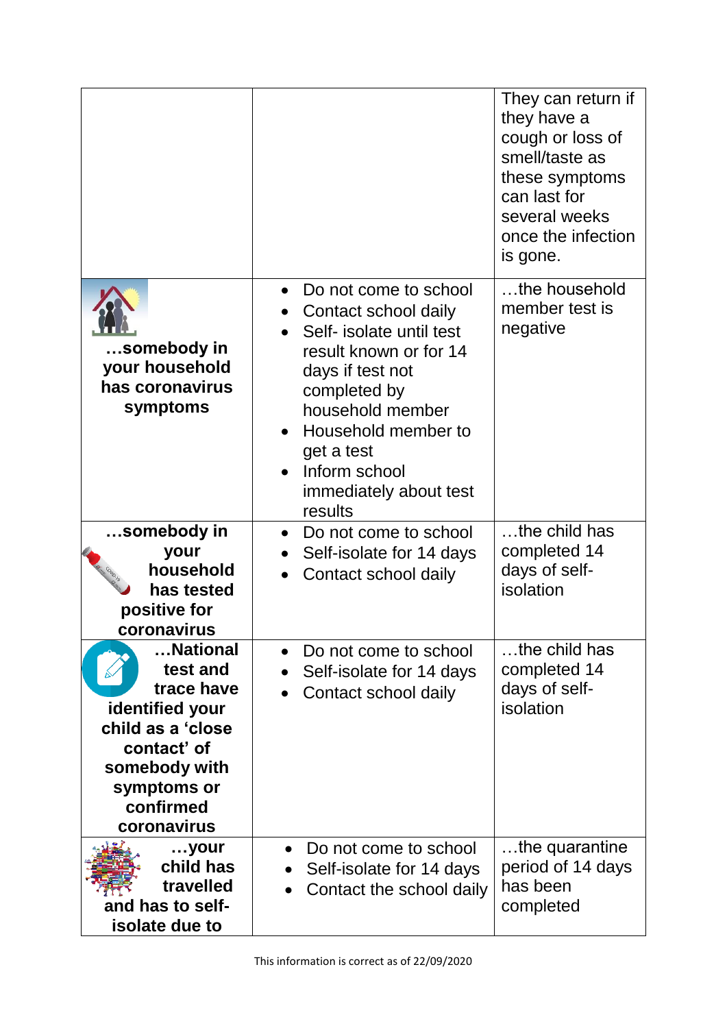| | | |
|---|---|---|
| | | They can return if they have a cough or loss of smell/taste as these symptoms can last for several weeks once the infection is gone. |
| **…somebody in your household has coronavirus symptoms** | • Do not come to school<br>• Contact school daily<br>• Self- isolate until test result known or for 14 days if test not completed by household member<br>• Household member to get a test<br>• Inform school immediately about test results | …the household member test is negative |
| **…somebody in your household has tested positive for coronavirus** | • Do not come to school<br>• Self-isolate for 14 days<br>• Contact school daily | …the child has completed 14 days of self-isolation |
| **…National test and trace have identified your child as a 'close contact' of somebody with symptoms or confirmed coronavirus** | • Do not come to school<br>• Self-isolate for 14 days<br>• Contact school daily | …the child has completed 14 days of self-isolation |
| **…your child has travelled and has to self-isolate due to** | • Do not come to school<br>• Self-isolate for 14 days<br>• Contact the school daily | …the quarantine period of 14 days has been completed |

This information is correct as of 22/09/2020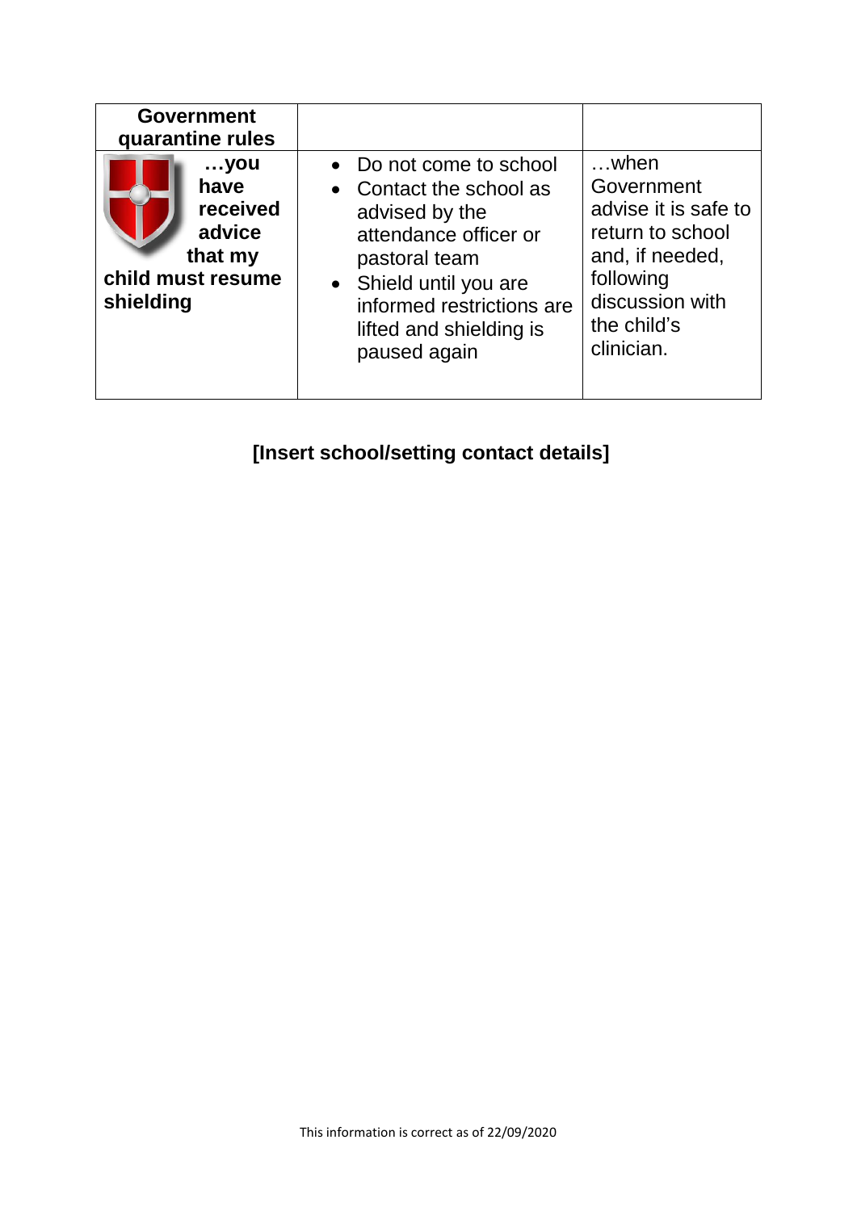| Government quarantine rules | | |
|---|---|---|
| **…you have received advice that my child must resume shielding** | • Do not come to school<br>• Contact the school as advised by the attendance officer or pastoral team<br>• Shield until you are informed restrictions are lifted and shielding is paused again | …when Government advise it is safe to return to school and, if needed, following discussion with the child's clinician. |

**[Insert school/setting contact details]**

This information is correct as of 22/09/2020